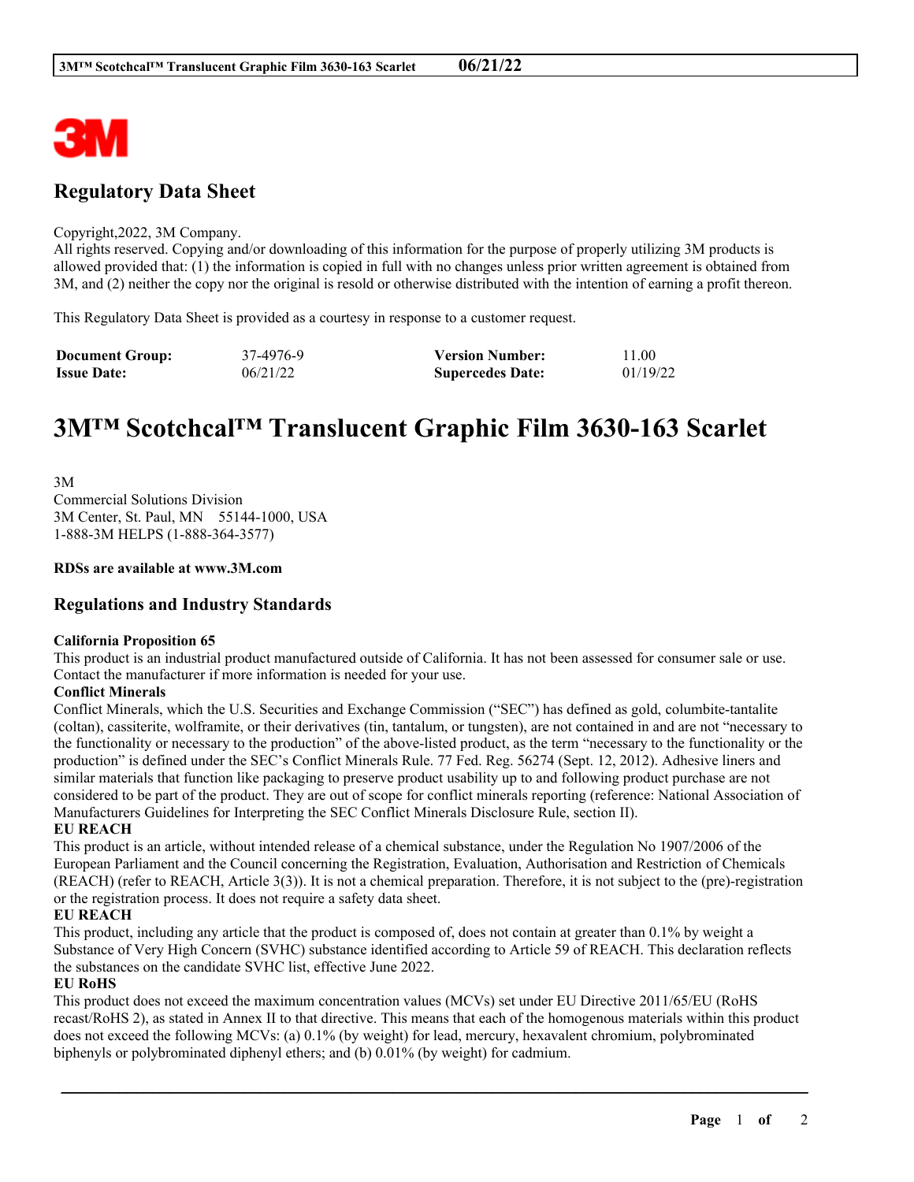# Regulatory Data Sheet

Copyright,2022, 3M Company.
All rights reserved. Copying and/or downloading of this information for the purpose of properly utilizing 3M products is allowed provided that: (1) the information is copied in full with no changes unless prior written agreement is obtained from 3M, and (2) neither the copy nor the original is resold or otherwise distributed with the intention of earning a profit thereon.

This Regulatory Data Sheet is provided as a courtesy in response to a customer request.

| **Document Group:** | 37-4976-9 | **Version Number:** | 11.00 |
|---|---|---|---|
| **Issue Date:** | 06/21/22 | **Supercedes Date:** | 01/19/22 |

# 3M™ Scotchcal™ Translucent Graphic Film 3630-163 Scarlet

3M
Commercial Solutions Division
3M Center, St. Paul, MN 55144-1000, USA
1-888-3M HELPS (1-888-364-3577)

**RDSs are available at www.3M.com**

## Regulations and Industry Standards

**California Proposition 65**
This product is an industrial product manufactured outside of California. It has not been assessed for consumer sale or use. Contact the manufacturer if more information is needed for your use.

**Conflict Minerals**
Conflict Minerals, which the U.S. Securities and Exchange Commission ("SEC") has defined as gold, columbite-tantalite (coltan), cassiterite, wolframite, or their derivatives (tin, tantalum, or tungsten), are not contained in and are not "necessary to the functionality or necessary to the production" of the above-listed product, as the term "necessary to the functionality or the production" is defined under the SEC's Conflict Minerals Rule. 77 Fed. Reg. 56274 (Sept. 12, 2012). Adhesive liners and similar materials that function like packaging to preserve product usability up to and following product purchase are not considered to be part of the product. They are out of scope for conflict minerals reporting (reference: National Association of Manufacturers Guidelines for Interpreting the SEC Conflict Minerals Disclosure Rule, section II).

**EU REACH**
This product is an article, without intended release of a chemical substance, under the Regulation No 1907/2006 of the European Parliament and the Council concerning the Registration, Evaluation, Authorisation and Restriction of Chemicals (REACH) (refer to REACH, Article 3(3)). It is not a chemical preparation. Therefore, it is not subject to the (pre)-registration or the registration process. It does not require a safety data sheet.

**EU REACH**
This product, including any article that the product is composed of, does not contain at greater than 0.1% by weight a Substance of Very High Concern (SVHC) substance identified according to Article 59 of REACH. This declaration reflects the substances on the candidate SVHC list, effective June 2022.

**EU RoHS**
This product does not exceed the maximum concentration values (MCVs) set under EU Directive 2011/65/EU (RoHS recast/RoHS 2), as stated in Annex II to that directive. This means that each of the homogenous materials within this product does not exceed the following MCVs: (a) 0.1% (by weight) for lead, mercury, hexavalent chromium, polybrominated biphenyls or polybrominated diphenyl ethers; and (b) 0.01% (by weight) for cadmium.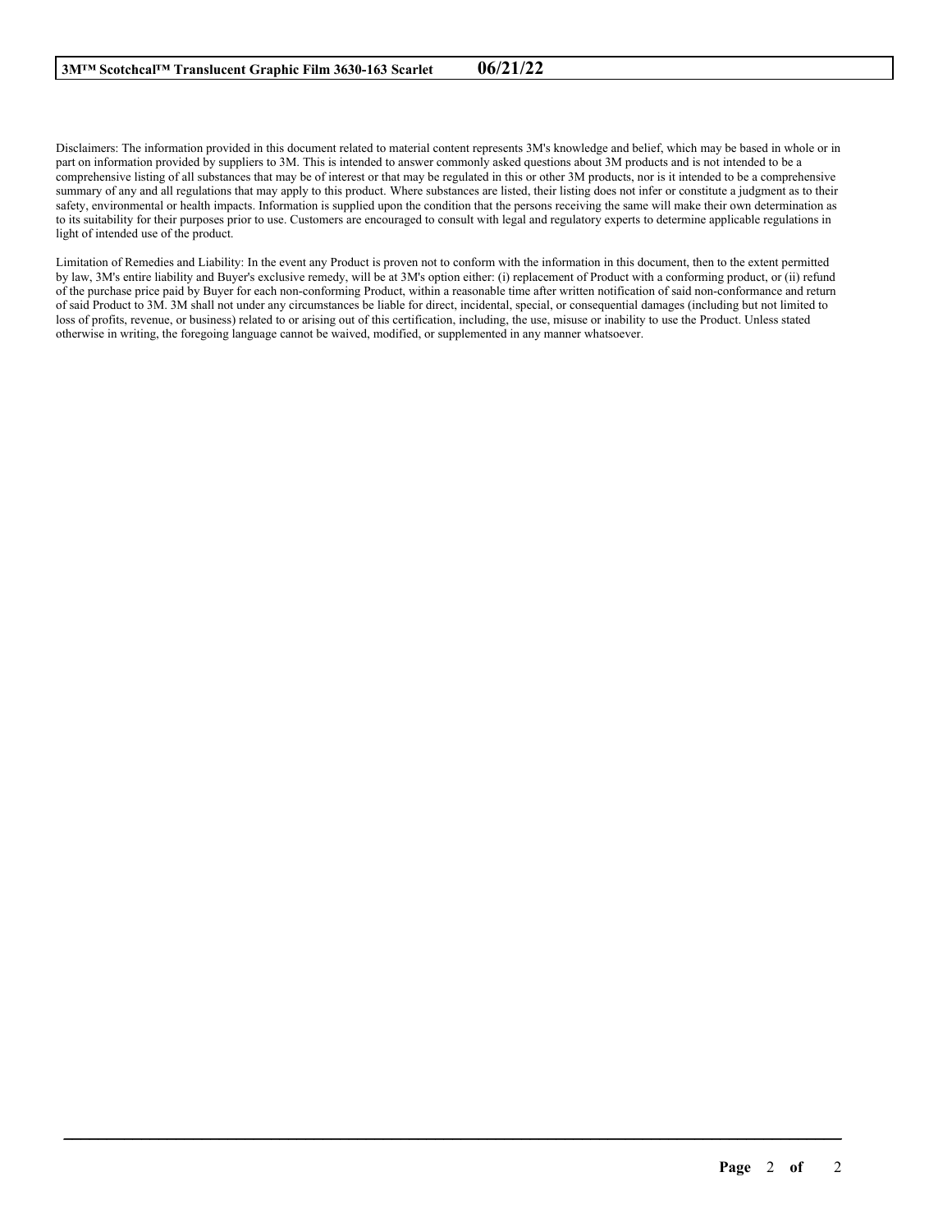Disclaimers: The information provided in this document related to material content represents 3M's knowledge and belief, which may be based in whole or in part on information provided by suppliers to 3M. This is intended to answer commonly asked questions about 3M products and is not intended to be a comprehensive listing of all substances that may be of interest or that may be regulated in this or other 3M products, nor is it intended to be a comprehensive summary of any and all regulations that may apply to this product. Where substances are listed, their listing does not infer or constitute a judgment as to their safety, environmental or health impacts. Information is supplied upon the condition that the persons receiving the same will make their own determination as to its suitability for their purposes prior to use. Customers are encouraged to consult with legal and regulatory experts to determine applicable regulations in light of intended use of the product.

Limitation of Remedies and Liability: In the event any Product is proven not to conform with the information in this document, then to the extent permitted by law, 3M's entire liability and Buyer's exclusive remedy, will be at 3M's option either: (i) replacement of Product with a conforming product, or (ii) refund of the purchase price paid by Buyer for each non-conforming Product, within a reasonable time after written notification of said non-conformance and return of said Product to 3M. 3M shall not under any circumstances be liable for direct, incidental, special, or consequential damages (including but not limited to loss of profits, revenue, or business) related to or arising out of this certification, including, the use, misuse or inability to use the Product. Unless stated otherwise in writing, the foregoing language cannot be waived, modified, or supplemented in any manner whatsoever.